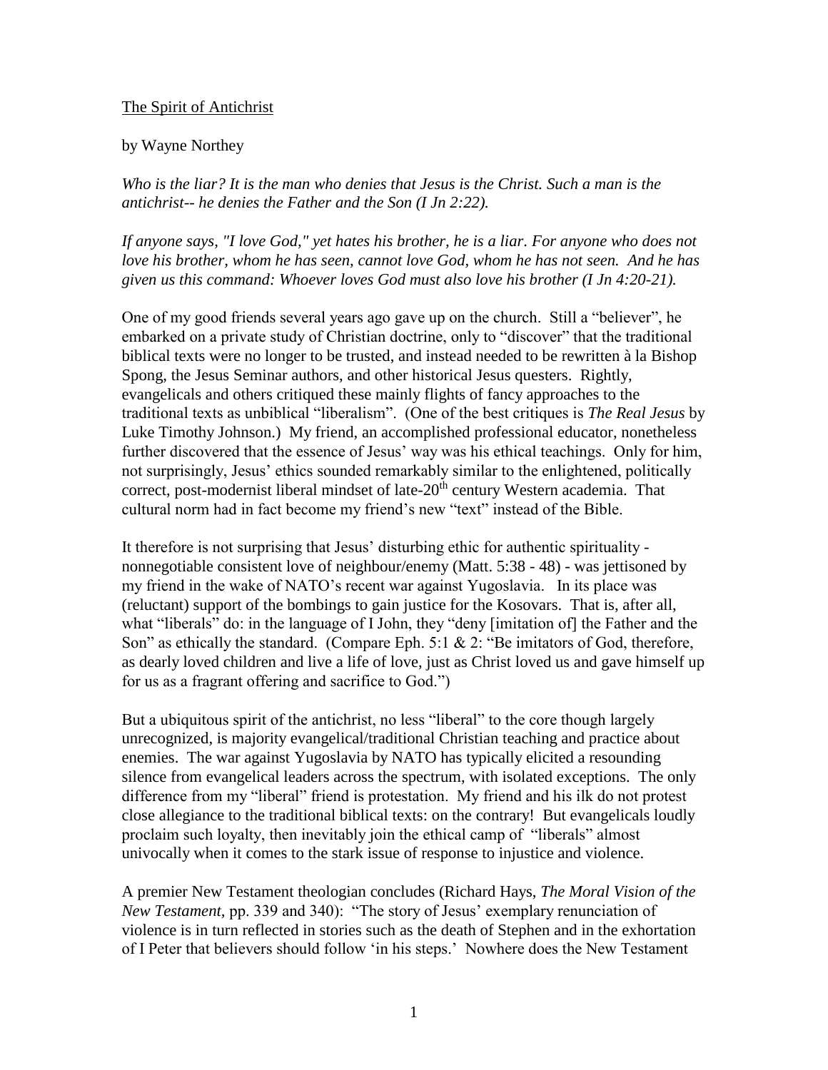The Spirit of Antichrist

by Wayne Northey

*Who is the liar? It is the man who denies that Jesus is the Christ. Such a man is the antichrist-- he denies the Father and the Son (I Jn 2:22).*

*If anyone says, "I love God," yet hates his brother, he is a liar. For anyone who does not love his brother, whom he has seen, cannot love God, whom he has not seen. And he has given us this command: Whoever loves God must also love his brother (I Jn 4:20-21).*

One of my good friends several years ago gave up on the church. Still a "believer", he embarked on a private study of Christian doctrine, only to "discover" that the traditional biblical texts were no longer to be trusted, and instead needed to be rewritten à la Bishop Spong, the Jesus Seminar authors, and other historical Jesus questers. Rightly, evangelicals and others critiqued these mainly flights of fancy approaches to the traditional texts as unbiblical "liberalism". (One of the best critiques is *The Real Jesus* by Luke Timothy Johnson.) My friend, an accomplished professional educator, nonetheless further discovered that the essence of Jesus' way was his ethical teachings. Only for him, not surprisingly, Jesus' ethics sounded remarkably similar to the enlightened, politically correct, post-modernist liberal mindset of late-20th century Western academia. That cultural norm had in fact become my friend's new "text" instead of the Bible.

It therefore is not surprising that Jesus' disturbing ethic for authentic spirituality - nonnegotiable consistent love of neighbour/enemy (Matt. 5:38 - 48) - was jettisoned by my friend in the wake of NATO's recent war against Yugoslavia. In its place was (reluctant) support of the bombings to gain justice for the Kosovars. That is, after all, what "liberals" do: in the language of I John, they "deny [imitation of] the Father and the Son" as ethically the standard. (Compare Eph. 5:1 & 2: "Be imitators of God, therefore, as dearly loved children and live a life of love, just as Christ loved us and gave himself up for us as a fragrant offering and sacrifice to God.")

But a ubiquitous spirit of the antichrist, no less "liberal" to the core though largely unrecognized, is majority evangelical/traditional Christian teaching and practice about enemies. The war against Yugoslavia by NATO has typically elicited a resounding silence from evangelical leaders across the spectrum, with isolated exceptions. The only difference from my "liberal" friend is protestation. My friend and his ilk do not protest close allegiance to the traditional biblical texts: on the contrary! But evangelicals loudly proclaim such loyalty, then inevitably join the ethical camp of "liberals" almost univocally when it comes to the stark issue of response to injustice and violence.

A premier New Testament theologian concludes (Richard Hays, *The Moral Vision of the New Testament*, pp. 339 and 340): "The story of Jesus' exemplary renunciation of violence is in turn reflected in stories such as the death of Stephen and in the exhortation of I Peter that believers should follow 'in his steps.' Nowhere does the New Testament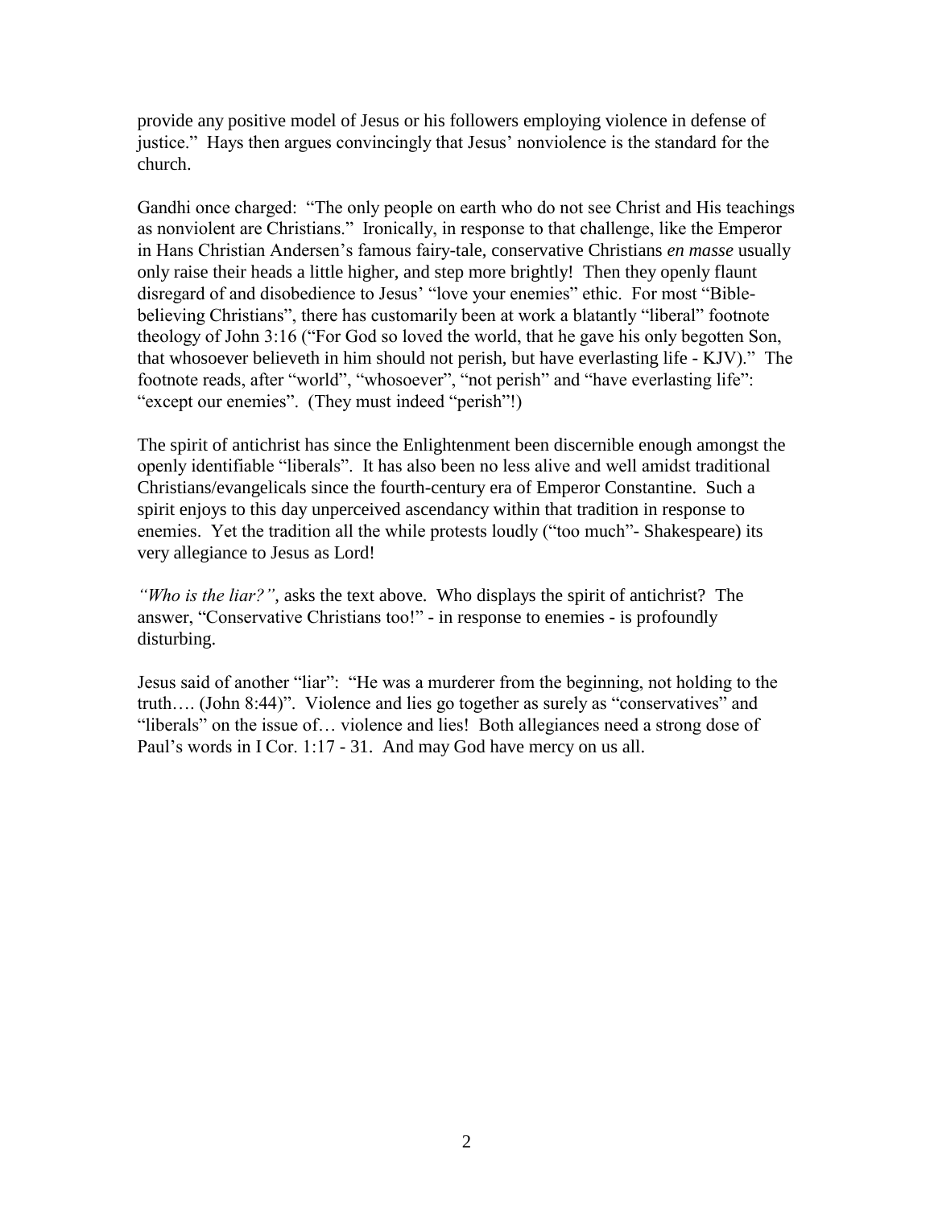provide any positive model of Jesus or his followers employing violence in defense of justice." Hays then argues convincingly that Jesus' nonviolence is the standard for the church.

Gandhi once charged: "The only people on earth who do not see Christ and His teachings as nonviolent are Christians." Ironically, in response to that challenge, like the Emperor in Hans Christian Andersen's famous fairy-tale, conservative Christians *en masse* usually only raise their heads a little higher, and step more brightly! Then they openly flaunt disregard of and disobedience to Jesus' "love your enemies" ethic. For most "Bible-believing Christians", there has customarily been at work a blatantly "liberal" footnote theology of John 3:16 ("For God so loved the world, that he gave his only begotten Son, that whosoever believeth in him should not perish, but have everlasting life - KJV)." The footnote reads, after "world", "whosoever", "not perish" and "have everlasting life": "except our enemies". (They must indeed "perish"!)

The spirit of antichrist has since the Enlightenment been discernible enough amongst the openly identifiable "liberals". It has also been no less alive and well amidst traditional Christians/evangelicals since the fourth-century era of Emperor Constantine. Such a spirit enjoys to this day unperceived ascendancy within that tradition in response to enemies. Yet the tradition all the while protests loudly ("too much"- Shakespeare) its very allegiance to Jesus as Lord!

*"Who is the liar?"*, asks the text above. Who displays the spirit of antichrist? The answer, "Conservative Christians too!" - in response to enemies - is profoundly disturbing.

Jesus said of another "liar": "He was a murderer from the beginning, not holding to the truth…. (John 8:44)". Violence and lies go together as surely as "conservatives" and "liberals" on the issue of… violence and lies! Both allegiances need a strong dose of Paul's words in I Cor. 1:17 - 31. And may God have mercy on us all.